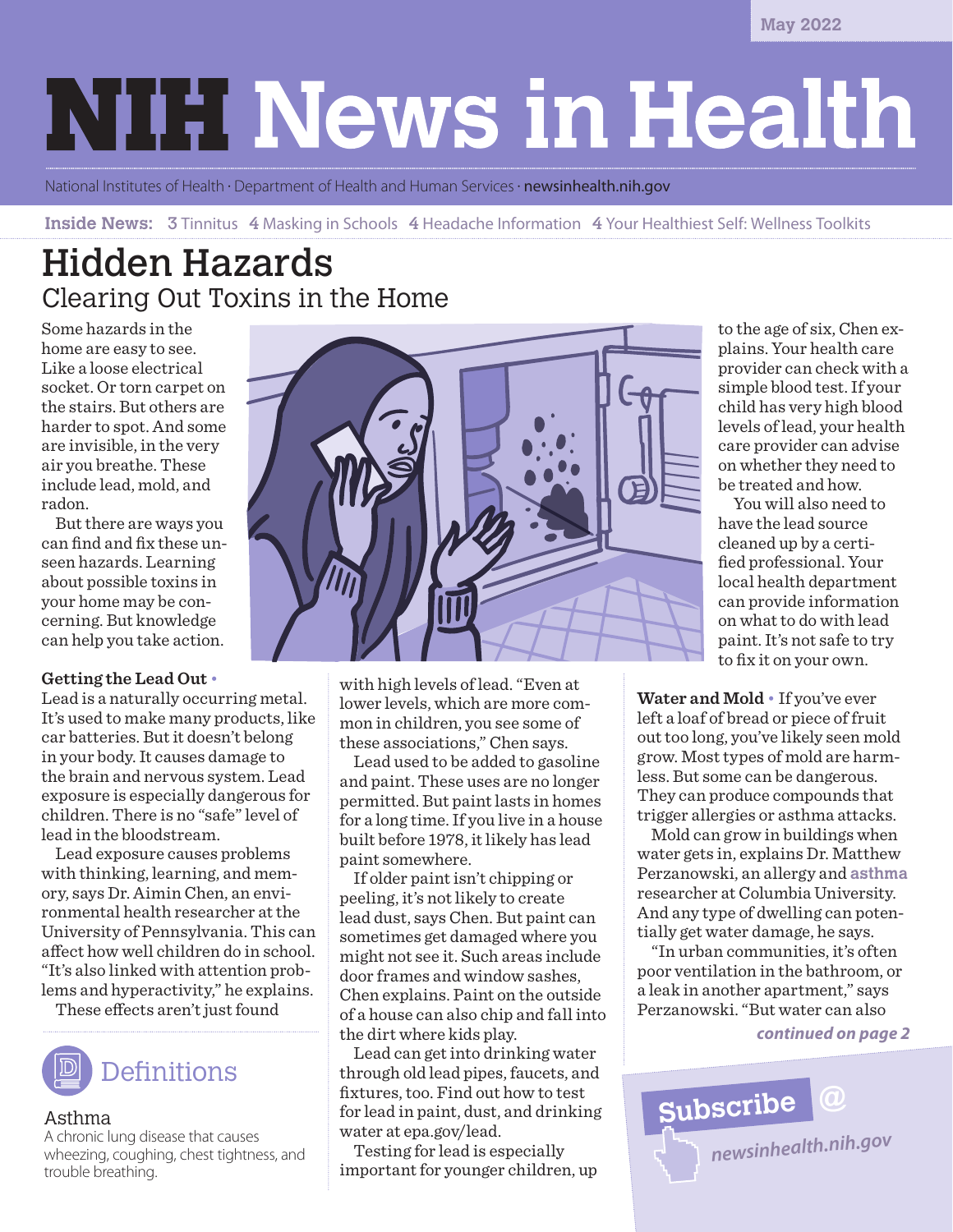May 2022

# NIH News in Health

National Institutes of Health · Department of Health and Human Services · newsinhealth.nih.gov

**Inside News:** 3 Tinnitus 4 Masking in Schools 4 Headache Information 4 Your Healthiest Self: Wellness Toolkits

## Hidden Hazards
### Clearing Out Toxins in the Home

Some hazards in the home are easy to see. Like a loose electrical socket. Or torn carpet on the stairs. But others are harder to spot. And some are invisible, in the very air you breathe. These include lead, mold, and radon.

But there are ways you can find and fix these unseen hazards. Learning about possible toxins in your home may be concerning. But knowledge can help you take action.

**Getting the Lead Out** • Lead is a naturally occurring metal. It's used to make many products, like car batteries. But it doesn't belong in your body. It causes damage to the brain and nervous system. Lead exposure is especially dangerous for children. There is no "safe" level of lead in the bloodstream.

Lead exposure causes problems with thinking, learning, and memory, says Dr. Aimin Chen, an environmental health researcher at the University of Pennsylvania. This can affect how well children do in school. "It's also linked with attention problems and hyperactivity," he explains.

These effects aren't just found with high levels of lead. "Even at lower levels, which are more common in children, you see some of these associations," Chen says.

Lead used to be added to gasoline and paint. These uses are no longer permitted. But paint lasts in homes for a long time. If you live in a house built before 1978, it likely has lead paint somewhere.

If older paint isn't chipping or peeling, it's not likely to create lead dust, says Chen. But paint can sometimes get damaged where you might not see it. Such areas include door frames and window sashes, Chen explains. Paint on the outside of a house can also chip and fall into the dirt where kids play.

Lead can get into drinking water through old lead pipes, faucets, and fixtures, too. Find out how to test for lead in paint, dust, and drinking water at epa.gov/lead.

Testing for lead is especially important for younger children, up to the age of six, Chen explains. Your health care provider can check with a simple blood test. If your child has very high blood levels of lead, your health care provider can advise on whether they need to be treated and how.

You will also need to have the lead source cleaned up by a certified professional. Your local health department can provide information on what to do with lead paint. It's not safe to try to fix it on your own.

**Water and Mold** • If you've ever left a loaf of bread or piece of fruit out too long, you've likely seen mold grow. Most types of mold are harmless. But some can be dangerous. They can produce compounds that trigger allergies or asthma attacks.

Mold can grow in buildings when water gets in, explains Dr. Matthew Perzanowski, an allergy and **asthma** researcher at Columbia University. And any type of dwelling can potentially get water damage, he says.

"In urban communities, it's often poor ventilation in the bathroom, or a leak in another apartment," says Perzanowski. "But water can also

***continued on page 2***

### Definitions

**Asthma**
A chronic lung disease that causes wheezing, coughing, chest tightness, and trouble breathing.

**Subscribe @** *newsinhealth.nih.gov*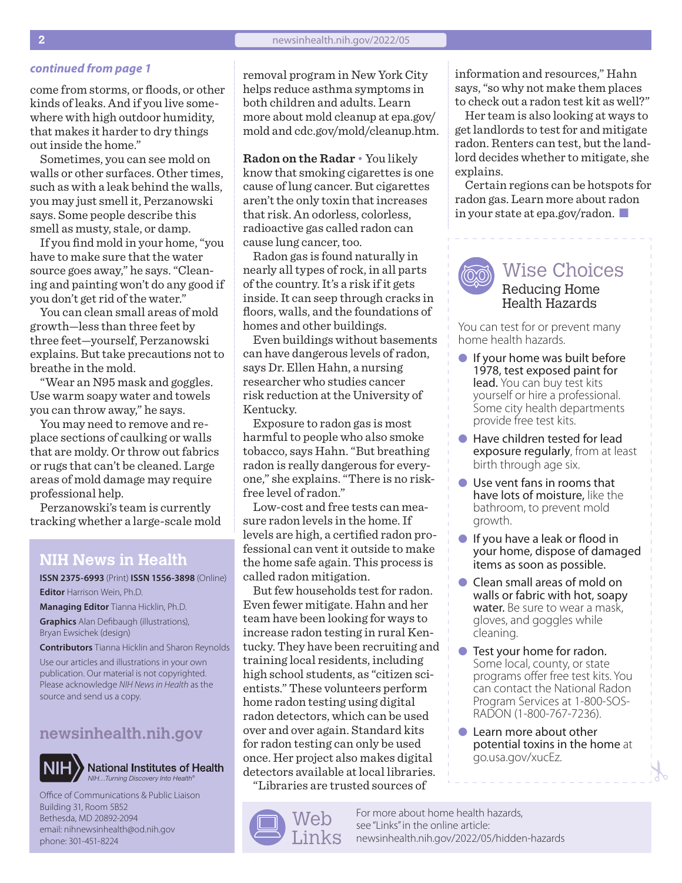*continued from page 1*

come from storms, or floods, or other kinds of leaks. And if you live somewhere with high outdoor humidity, that makes it harder to dry things out inside the home."

Sometimes, you can see mold on walls or other surfaces. Other times, such as with a leak behind the walls, you may just smell it, Perzanowski says. Some people describe this smell as musty, stale, or damp.

If you find mold in your home, "you have to make sure that the water source goes away," he says. "Cleaning and painting won't do any good if you don't get rid of the water."

You can clean small areas of mold growth—less than three feet by three feet—yourself, Perzanowski explains. But take precautions not to breathe in the mold.

"Wear an N95 mask and goggles. Use warm soapy water and towels you can throw away," he says.

You may need to remove and replace sections of caulking or walls that are moldy. Or throw out fabrics or rugs that can't be cleaned. Large areas of mold damage may require professional help.

Perzanowski's team is currently tracking whether a large-scale mold removal program in New York City helps reduce asthma symptoms in both children and adults. Learn more about mold cleanup at epa.gov/mold and cdc.gov/mold/cleanup.htm.

**Radon on the Radar** • You likely know that smoking cigarettes is one cause of lung cancer. But cigarettes aren't the only toxin that increases that risk. An odorless, colorless, radioactive gas called radon can cause lung cancer, too.

Radon gas is found naturally in nearly all types of rock, in all parts of the country. It's a risk if it gets inside. It can seep through cracks in floors, walls, and the foundations of homes and other buildings.

Even buildings without basements can have dangerous levels of radon, says Dr. Ellen Hahn, a nursing researcher who studies cancer risk reduction at the University of Kentucky.

Exposure to radon gas is most harmful to people who also smoke tobacco, says Hahn. "But breathing radon is really dangerous for everyone," she explains. "There is no risk-free level of radon."

Low-cost and free tests can measure radon levels in the home. If levels are high, a certified radon professional can vent it outside to make the home safe again. This process is called radon mitigation.

But few households test for radon. Even fewer mitigate. Hahn and her team have been looking for ways to increase radon testing in rural Kentucky. They have been recruiting and training local residents, including high school students, as "citizen scientists." These volunteers perform home radon testing using digital radon detectors, which can be used over and over again. Standard kits for radon testing can only be used once. Her project also makes digital detectors available at local libraries.

"Libraries are trusted sources of information and resources," Hahn says, "so why not make them places to check out a radon test kit as well?"

Her team is also looking at ways to get landlords to test for and mitigate radon. Renters can test, but the landlord decides whether to mitigate, she explains.

Certain regions can be hotspots for radon gas. Learn more about radon in your state at epa.gov/radon. ■

## Wise Choices

### Reducing Home Health Hazards

You can test for or prevent many home health hazards.

- **If your home was built before 1978, test exposed paint for lead.** You can buy test kits yourself or hire a professional. Some city health departments provide free test kits.
- **Have children tested for lead exposure regularly**, from at least birth through age six.
- **Use vent fans in rooms that have lots of moisture,** like the bathroom, to prevent mold growth.
- **If you have a leak or flood in your home, dispose of damaged items as soon as possible.**
- **Clean small areas of mold on walls or fabric with hot, soapy water.** Be sure to wear a mask, gloves, and goggles while cleaning.
- **Test your home for radon.** Some local, county, or state programs offer free test kits. You can contact the National Radon Program Services at 1-800-SOS-RADON (1-800-767-7236).
- **Learn more about other potential toxins in the home** at go.usa.gov/xucEz.

## Web Links

For more about home health hazards, see "Links" in the online article: newsinhealth.nih.gov/2022/05/hidden-hazards

## NIH News in Health

**ISSN 2375-6993** (Print) **ISSN 1556-3898** (Online)

**Editor** Harrison Wein, Ph.D.

**Managing Editor** Tianna Hicklin, Ph.D.

**Graphics** Alan Defibaugh (illustrations), Bryan Ewsichek (design)

**Contributors** Tianna Hicklin and Sharon Reynolds

Use our articles and illustrations in your own publication. Our material is not copyrighted. Please acknowledge *NIH News in Health* as the source and send us a copy.

**newsinhealth.nih.gov**

National Institutes of Health
*NIH...Turning Discovery Into Health®*

Office of Communications & Public Liaison
Building 31, Room 5B52
Bethesda, MD 20892-2094
email: nihnewsinhealth@od.nih.gov
phone: 301-451-8224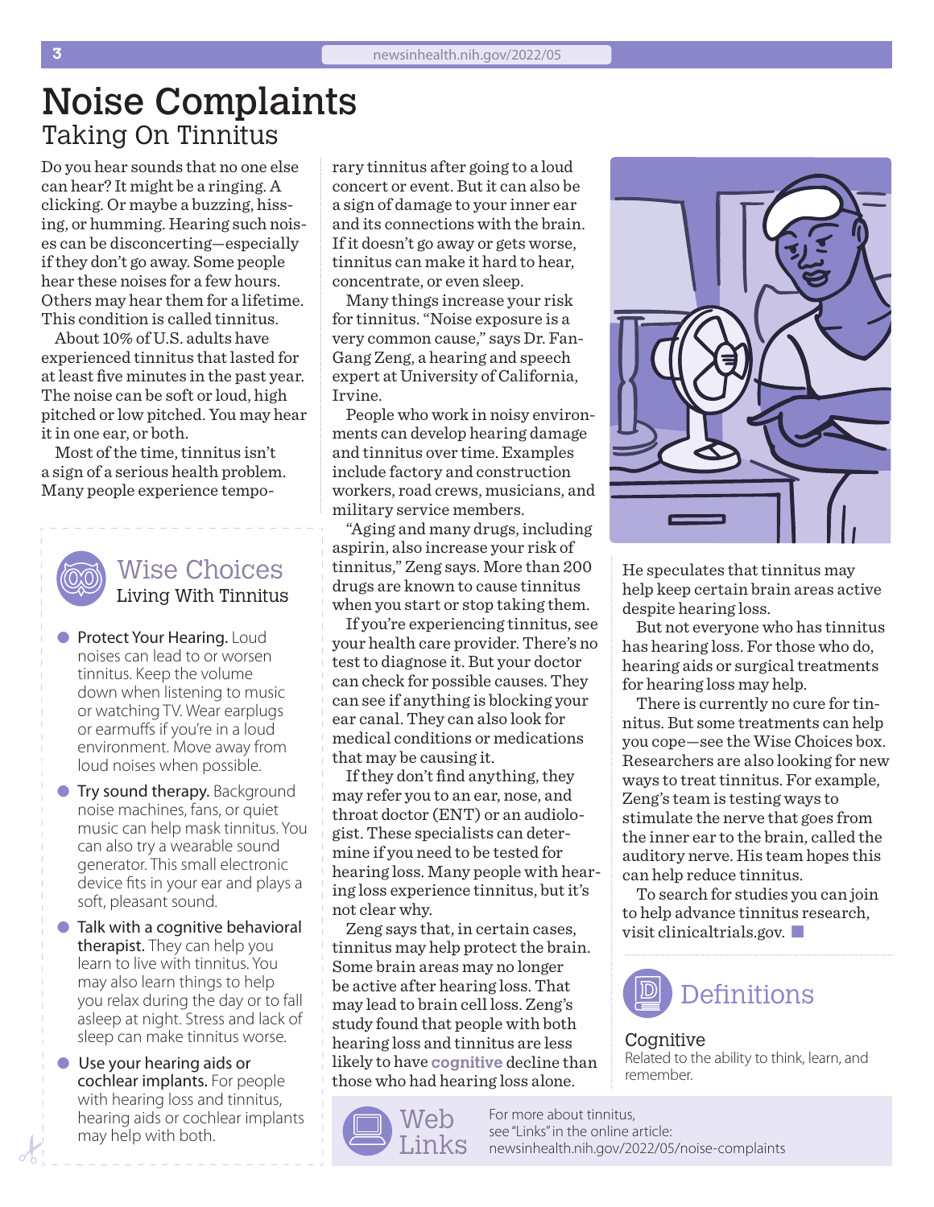# Noise Complaints

## Taking On Tinnitus

Do you hear sounds that no one else can hear? It might be a ringing. A clicking. Or maybe a buzzing, hissing, or humming. Hearing such noises can be disconcerting—especially if they don't go away. Some people hear these noises for a few hours. Others may hear them for a lifetime. This condition is called tinnitus.

About 10% of U.S. adults have experienced tinnitus that lasted for at least five minutes in the past year. The noise can be soft or loud, high pitched or low pitched. You may hear it in one ear, or both.

Most of the time, tinnitus isn't a sign of a serious health problem. Many people experience temporary tinnitus after going to a loud concert or event. But it can also be a sign of damage to your inner ear and its connections with the brain. If it doesn't go away or gets worse, tinnitus can make it hard to hear, concentrate, or even sleep.

Many things increase your risk for tinnitus. "Noise exposure is a very common cause," says Dr. Fan-Gang Zeng, a hearing and speech expert at University of California, Irvine.

People who work in noisy environments can develop hearing damage and tinnitus over time. Examples include factory and construction workers, road crews, musicians, and military service members.

"Aging and many drugs, including aspirin, also increase your risk of tinnitus," Zeng says. More than 200 drugs are known to cause tinnitus when you start or stop taking them.

If you're experiencing tinnitus, see your health care provider. There's no test to diagnose it. But your doctor can check for possible causes. They can see if anything is blocking your ear canal. They can also look for medical conditions or medications that may be causing it.

If they don't find anything, they may refer you to an ear, nose, and throat doctor (ENT) or an audiologist. These specialists can determine if you need to be tested for hearing loss. Many people with hearing loss experience tinnitus, but it's not clear why.

Zeng says that, in certain cases, tinnitus may help protect the brain. Some brain areas may no longer be active after hearing loss. That may lead to brain cell loss. Zeng's study found that people with both hearing loss and tinnitus are less likely to have **cognitive** decline than those who had hearing loss alone. He speculates that tinnitus may help keep certain brain areas active despite hearing loss.

But not everyone who has tinnitus has hearing loss. For those who do, hearing aids or surgical treatments for hearing loss may help.

There is currently no cure for tinnitus. But some treatments can help you cope—see the Wise Choices box. Researchers are also looking for new ways to treat tinnitus. For example, Zeng's team is testing ways to stimulate the nerve that goes from the inner ear to the brain, called the auditory nerve. His team hopes this can help reduce tinnitus.

To search for studies you can join to help advance tinnitus research, visit clinicaltrials.gov.

### Wise Choices
**Living With Tinnitus**

- **Protect Your Hearing.** Loud noises can lead to or worsen tinnitus. Keep the volume down when listening to music or watching TV. Wear earplugs or earmuffs if you're in a loud environment. Move away from loud noises when possible.
- **Try sound therapy.** Background noise machines, fans, or quiet music can help mask tinnitus. You can also try a wearable sound generator. This small electronic device fits in your ear and plays a soft, pleasant sound.
- **Talk with a cognitive behavioral therapist.** They can help you learn to live with tinnitus. You may also learn things to help you relax during the day or to fall asleep at night. Stress and lack of sleep can make tinnitus worse.
- **Use your hearing aids or cochlear implants.** For people with hearing loss and tinnitus, hearing aids or cochlear implants may help with both.

### Definitions

**Cognitive**
Related to the ability to think, learn, and remember.

### Web Links

For more about tinnitus, see "Links" in the online article: newsinhealth.nih.gov/2022/05/noise-complaints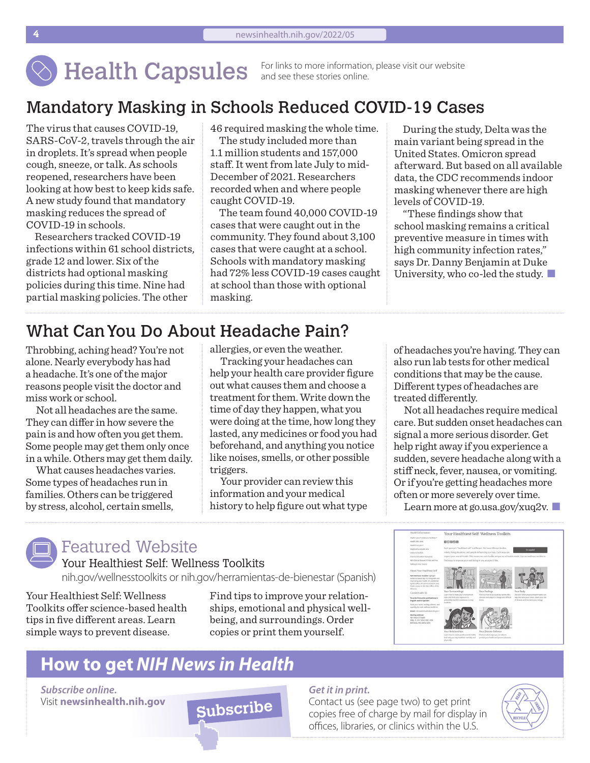# Health Capsules

For links to more information, please visit our website and see these stories online.

## Mandatory Masking in Schools Reduced COVID-19 Cases

The virus that causes COVID-19, SARS-CoV-2, travels through the air in droplets. It's spread when people cough, sneeze, or talk. As schools reopened, researchers have been looking at how best to keep kids safe. A new study found that mandatory masking reduces the spread of COVID-19 in schools.

Researchers tracked COVID-19 infections within 61 school districts, grade 12 and lower. Six of the districts had optional masking policies during this time. Nine had partial masking policies. The other 46 required masking the whole time.

The study included more than 1.1 million students and 157,000 staff. It went from late July to mid-December of 2021. Researchers recorded when and where people caught COVID-19.

The team found 40,000 COVID-19 cases that were caught out in the community. They found about 3,100 cases that were caught at a school. Schools with mandatory masking had 72% less COVID-19 cases caught at school than those with optional masking.

During the study, Delta was the main variant being spread in the United States. Omicron spread afterward. But based on all available data, the CDC recommends indoor masking whenever there are high levels of COVID-19.

"These findings show that school masking remains a critical preventive measure in times with high community infection rates," says Dr. Danny Benjamin at Duke University, who co-led the study.

## What Can You Do About Headache Pain?

Throbbing, aching head? You're not alone. Nearly everybody has had a headache. It's one of the major reasons people visit the doctor and miss work or school.

Not all headaches are the same. They can differ in how severe the pain is and how often you get them. Some people may get them only once in a while. Others may get them daily.

What causes headaches varies. Some types of headaches run in families. Others can be triggered by stress, alcohol, certain smells, allergies, or even the weather.

Tracking your headaches can help your health care provider figure out what causes them and choose a treatment for them. Write down the time of day they happen, what you were doing at the time, how long they lasted, any medicines or food you had beforehand, and anything you notice like noises, smells, or other possible triggers.

Your provider can review this information and your medical history to help figure out what type of headaches you're having. They can also run lab tests for other medical conditions that may be the cause. Different types of headaches are treated differently.

Not all headaches require medical care. But sudden onset headaches can signal a more serious disorder. Get help right away if you experience a sudden, severe headache along with a stiff neck, fever, nausea, or vomiting. Or if you're getting headaches more often or more severely over time.

Learn more at go.usa.gov/xuq2v.

## Featured Website

### Your Healthiest Self: Wellness Toolkits

nih.gov/wellnesstoolkits or nih.gov/herramientas-de-bienestar (Spanish)

Your Healthiest Self: Wellness Toolkits offer science-based health tips in five different areas. Learn simple ways to prevent disease. Find tips to improve your relationships, emotional and physical well-being, and surroundings. Order copies or print them yourself.

## How to get *NIH News in Health*

***Subscribe online.***
Visit **newsinhealth.nih.gov**

Subscribe

***Get it in print.***
Contact us (see page two) to get print copies free of charge by mail for display in offices, libraries, or clinics within the U.S.